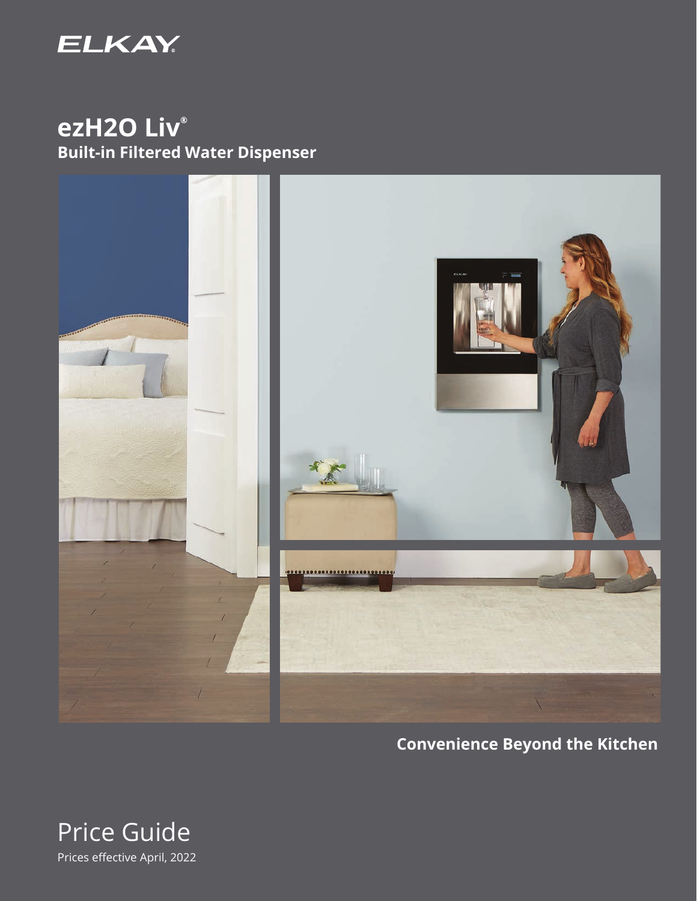ELKAY

# ezH2O Liv®

## Built-in Filtered Water Dispenser

**Convenience Beyond the Kitchen**

# Price Guide

Prices effective April, 2022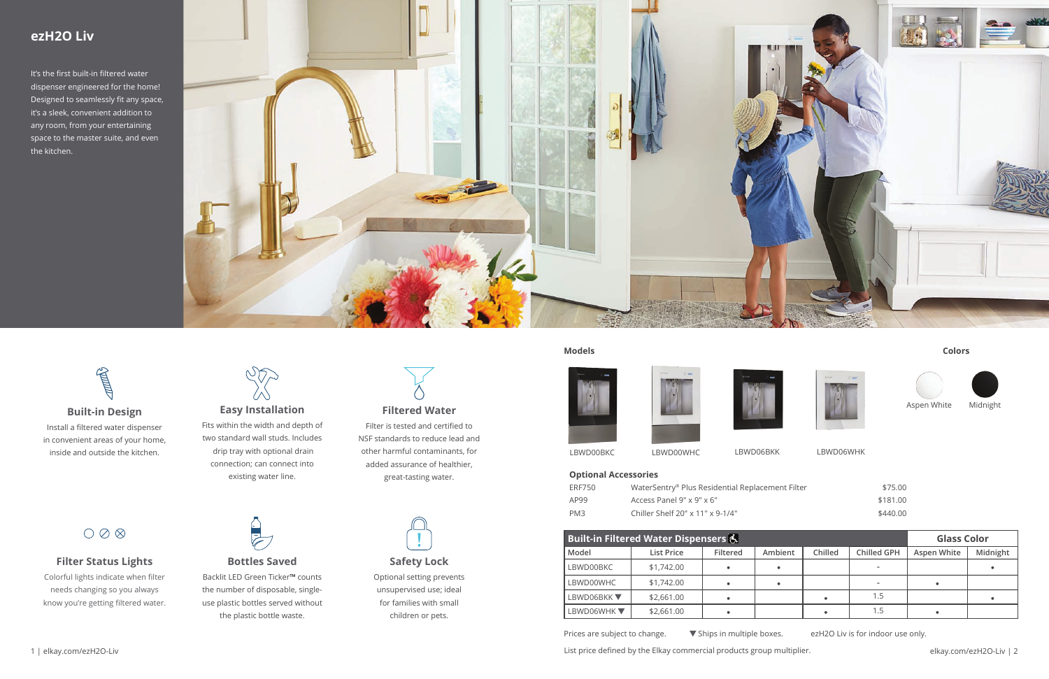## ezH2O Liv

It's the first built-in filtered water dispenser engineered for the home! Designed to seamlessly fit any space, it's a sleek, convenient addition to any room, from your entertaining space to the master suite, and even the kitchen.

### Built-in Design

Install a filtered water dispenser in convenient areas of your home, inside and outside the kitchen.

### Easy Installation

Fits within the width and depth of two standard wall studs. Includes drip tray with optional drain connection; can connect into existing water line.

### Filtered Water

Filter is tested and certified to NSF standards to reduce lead and other harmful contaminants, for added assurance of healthier, great-tasting water.

### Filter Status Lights

Colorful lights indicate when filter needs changing so you always know you're getting filtered water.

### Bottles Saved

Backlit LED Green Ticker™ counts the number of disposable, single-use plastic bottles served without the plastic bottle waste.

### Safety Lock

Optional setting prevents unsupervised use; ideal for families with small children or pets.

### Models

LBWD00BKC, LBWD00WHC, LBWD06BKK, LBWD06WHK

### Colors

Aspen White, Midnight

### Optional Accessories

| | | |
|---|---|---|
| ERF750 | WaterSentry® Plus Residential Replacement Filter | $75.00 |
| AP99 | Access Panel 9" x 9" x 6" | $181.00 |
| PM3 | Chiller Shelf 20" x 11" x 9-1/4" | $440.00 |

| Built-in Filtered Water Dispensers ♿ | | | | | | Glass Color | |
|---|---|---|---|---|---|---|---|
| Model | List Price | Filtered | Ambient | Chilled | Chilled GPH | Aspen White | Midnight |
| LBWD00BKC | $1,742.00 | • | • | | - | | • |
| LBWD00WHC | $1,742.00 | • | • | | - | • | |
| LBWD06BKK ▼ | $2,661.00 | • | | • | 1.5 | | • |
| LBWD06WHK ▼ | $2,661.00 | • | | • | 1.5 | • | |

Prices are subject to change. ▼ Ships in multiple boxes. ezH2O Liv is for indoor use only.

List price defined by the Elkay commercial products group multiplier.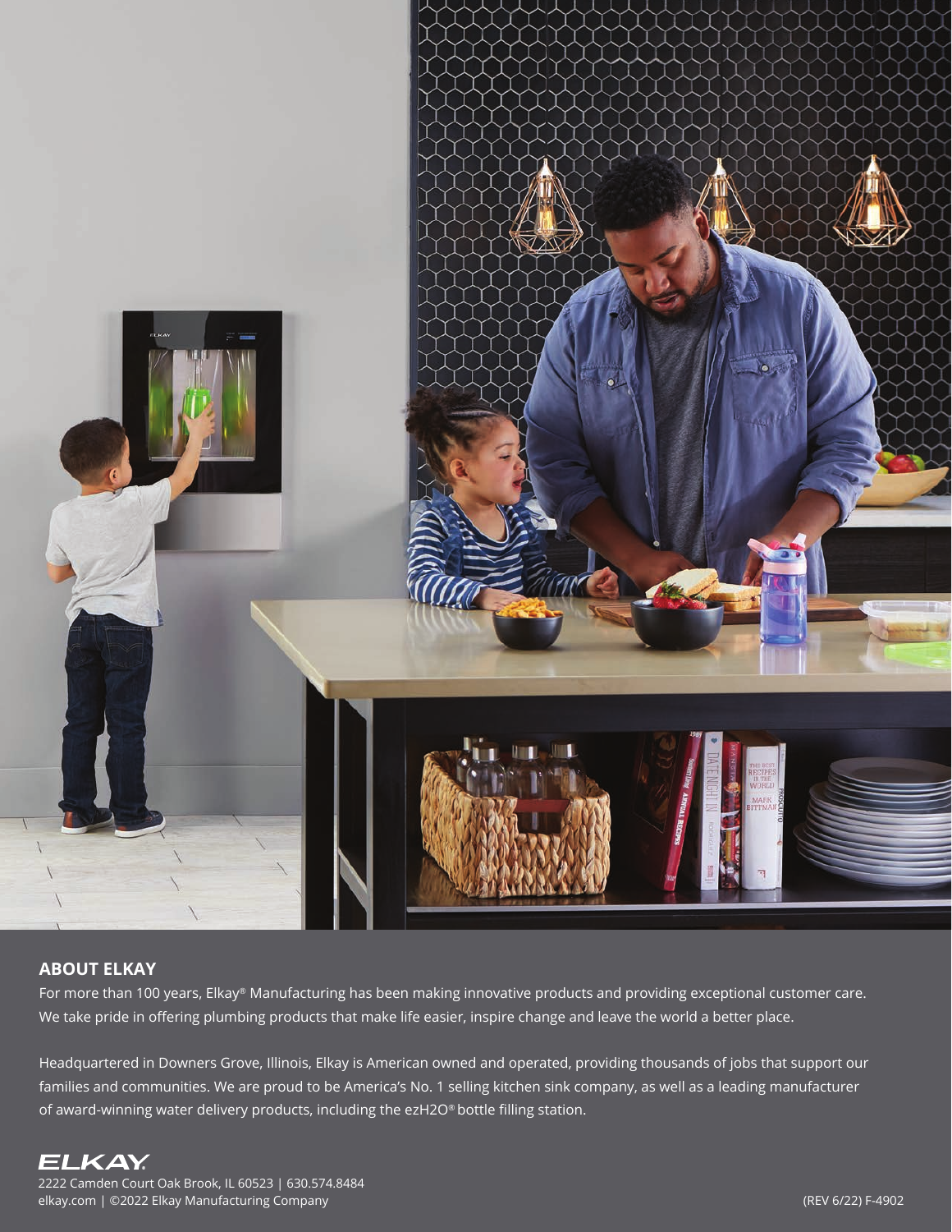## ABOUT ELKAY

For more than 100 years, Elkay® Manufacturing has been making innovative products and providing exceptional customer care. We take pride in offering plumbing products that make life easier, inspire change and leave the world a better place.

Headquartered in Downers Grove, Illinois, Elkay is American owned and operated, providing thousands of jobs that support our families and communities. We are proud to be America's No. 1 selling kitchen sink company, as well as a leading manufacturer of award-winning water delivery products, including the ezH2O® bottle filling station.

ELKAY

2222 Camden Court Oak Brook, IL 60523 | 630.574.8484
elkay.com | ©2022 Elkay Manufacturing Company

(REV 6/22) F-4902